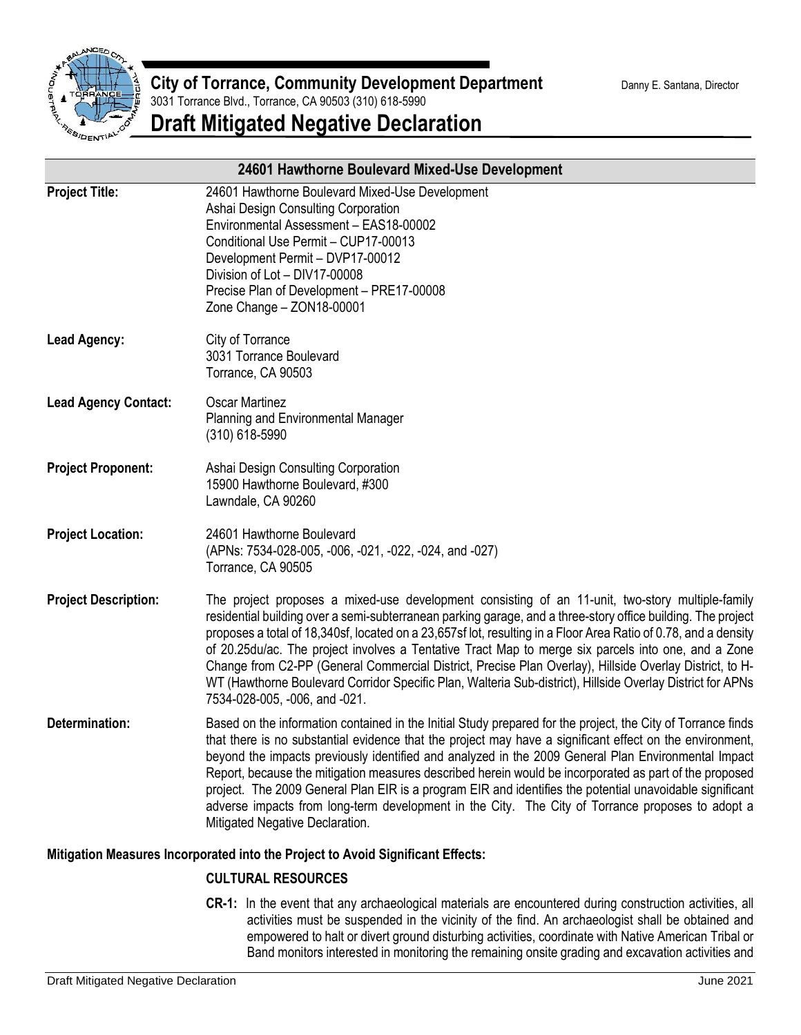**City of Torrance, Community Development Department** Danny E. Santana, Director

3031 Torrance Blvd., Torrance, CA 90503 (310) 618-5990

# Draft Mitigated Negative Declaration

## 24601 Hawthorne Boulevard Mixed-Use Development

**Project Title:**
24601 Hawthorne Boulevard Mixed-Use Development
Ashai Design Consulting Corporation
Environmental Assessment – EAS18-00002
Conditional Use Permit – CUP17-00013
Development Permit – DVP17-00012
Division of Lot – DIV17-00008
Precise Plan of Development – PRE17-00008
Zone Change – ZON18-00001

**Lead Agency:**
City of Torrance
3031 Torrance Boulevard
Torrance, CA 90503

**Lead Agency Contact:**
Oscar Martinez
Planning and Environmental Manager
(310) 618-5990

**Project Proponent:**
Ashai Design Consulting Corporation
15900 Hawthorne Boulevard, #300
Lawndale, CA 90260

**Project Location:**
24601 Hawthorne Boulevard
(APNs: 7534-028-005, -006, -021, -022, -024, and -027)
Torrance, CA 90505

**Project Description:**
The project proposes a mixed-use development consisting of an 11-unit, two-story multiple-family residential building over a semi-subterranean parking garage, and a three-story office building. The project proposes a total of 18,340sf, located on a 23,657sf lot, resulting in a Floor Area Ratio of 0.78, and a density of 20.25du/ac. The project involves a Tentative Tract Map to merge six parcels into one, and a Zone Change from C2-PP (General Commercial District, Precise Plan Overlay), Hillside Overlay District, to H-WT (Hawthorne Boulevard Corridor Specific Plan, Walteria Sub-district), Hillside Overlay District for APNs 7534-028-005, -006, and -021.

**Determination:**
Based on the information contained in the Initial Study prepared for the project, the City of Torrance finds that there is no substantial evidence that the project may have a significant effect on the environment, beyond the impacts previously identified and analyzed in the 2009 General Plan Environmental Impact Report, because the mitigation measures described herein would be incorporated as part of the proposed project. The 2009 General Plan EIR is a program EIR and identifies the potential unavoidable significant adverse impacts from long-term development in the City. The City of Torrance proposes to adopt a Mitigated Negative Declaration.

**Mitigation Measures Incorporated into the Project to Avoid Significant Effects:**

**CULTURAL RESOURCES**

**CR-1:** In the event that any archaeological materials are encountered during construction activities, all activities must be suspended in the vicinity of the find. An archaeologist shall be obtained and empowered to halt or divert ground disturbing activities, coordinate with Native American Tribal or Band monitors interested in monitoring the remaining onsite grading and excavation activities and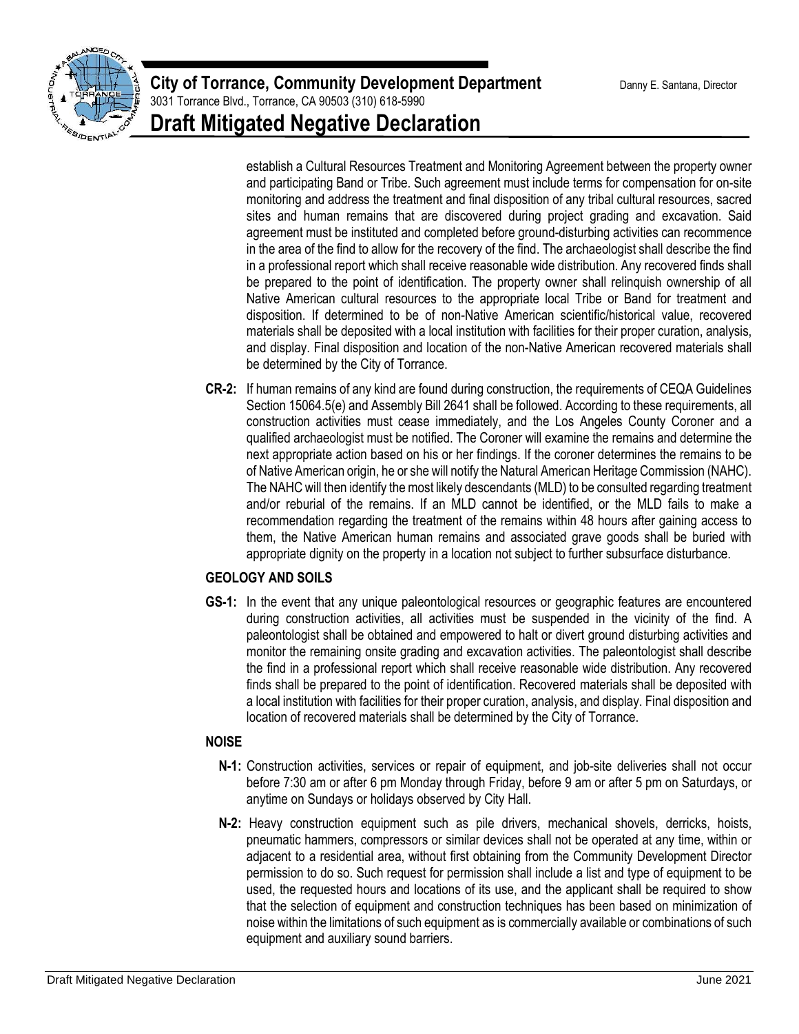establish a Cultural Resources Treatment and Monitoring Agreement between the property owner and participating Band or Tribe. Such agreement must include terms for compensation for on-site monitoring and address the treatment and final disposition of any tribal cultural resources, sacred sites and human remains that are discovered during project grading and excavation. Said agreement must be instituted and completed before ground-disturbing activities can recommence in the area of the find to allow for the recovery of the find. The archaeologist shall describe the find in a professional report which shall receive reasonable wide distribution. Any recovered finds shall be prepared to the point of identification. The property owner shall relinquish ownership of all Native American cultural resources to the appropriate local Tribe or Band for treatment and disposition. If determined to be of non-Native American scientific/historical value, recovered materials shall be deposited with a local institution with facilities for their proper curation, analysis, and display. Final disposition and location of the non-Native American recovered materials shall be determined by the City of Torrance.

**CR-2:** If human remains of any kind are found during construction, the requirements of CEQA Guidelines Section 15064.5(e) and Assembly Bill 2641 shall be followed. According to these requirements, all construction activities must cease immediately, and the Los Angeles County Coroner and a qualified archaeologist must be notified. The Coroner will examine the remains and determine the next appropriate action based on his or her findings. If the coroner determines the remains to be of Native American origin, he or she will notify the Natural American Heritage Commission (NAHC). The NAHC will then identify the most likely descendants (MLD) to be consulted regarding treatment and/or reburial of the remains. If an MLD cannot be identified, or the MLD fails to make a recommendation regarding the treatment of the remains within 48 hours after gaining access to them, the Native American human remains and associated grave goods shall be buried with appropriate dignity on the property in a location not subject to further subsurface disturbance.

### GEOLOGY AND SOILS

**GS-1:** In the event that any unique paleontological resources or geographic features are encountered during construction activities, all activities must be suspended in the vicinity of the find. A paleontologist shall be obtained and empowered to halt or divert ground disturbing activities and monitor the remaining onsite grading and excavation activities. The paleontologist shall describe the find in a professional report which shall receive reasonable wide distribution. Any recovered finds shall be prepared to the point of identification. Recovered materials shall be deposited with a local institution with facilities for their proper curation, analysis, and display. Final disposition and location of recovered materials shall be determined by the City of Torrance.

### NOISE

**N-1:** Construction activities, services or repair of equipment, and job-site deliveries shall not occur before 7:30 am or after 6 pm Monday through Friday, before 9 am or after 5 pm on Saturdays, or anytime on Sundays or holidays observed by City Hall.

**N-2:** Heavy construction equipment such as pile drivers, mechanical shovels, derricks, hoists, pneumatic hammers, compressors or similar devices shall not be operated at any time, within or adjacent to a residential area, without first obtaining from the Community Development Director permission to do so. Such request for permission shall include a list and type of equipment to be used, the requested hours and locations of its use, and the applicant shall be required to show that the selection of equipment and construction techniques has been based on minimization of noise within the limitations of such equipment as is commercially available or combinations of such equipment and auxiliary sound barriers.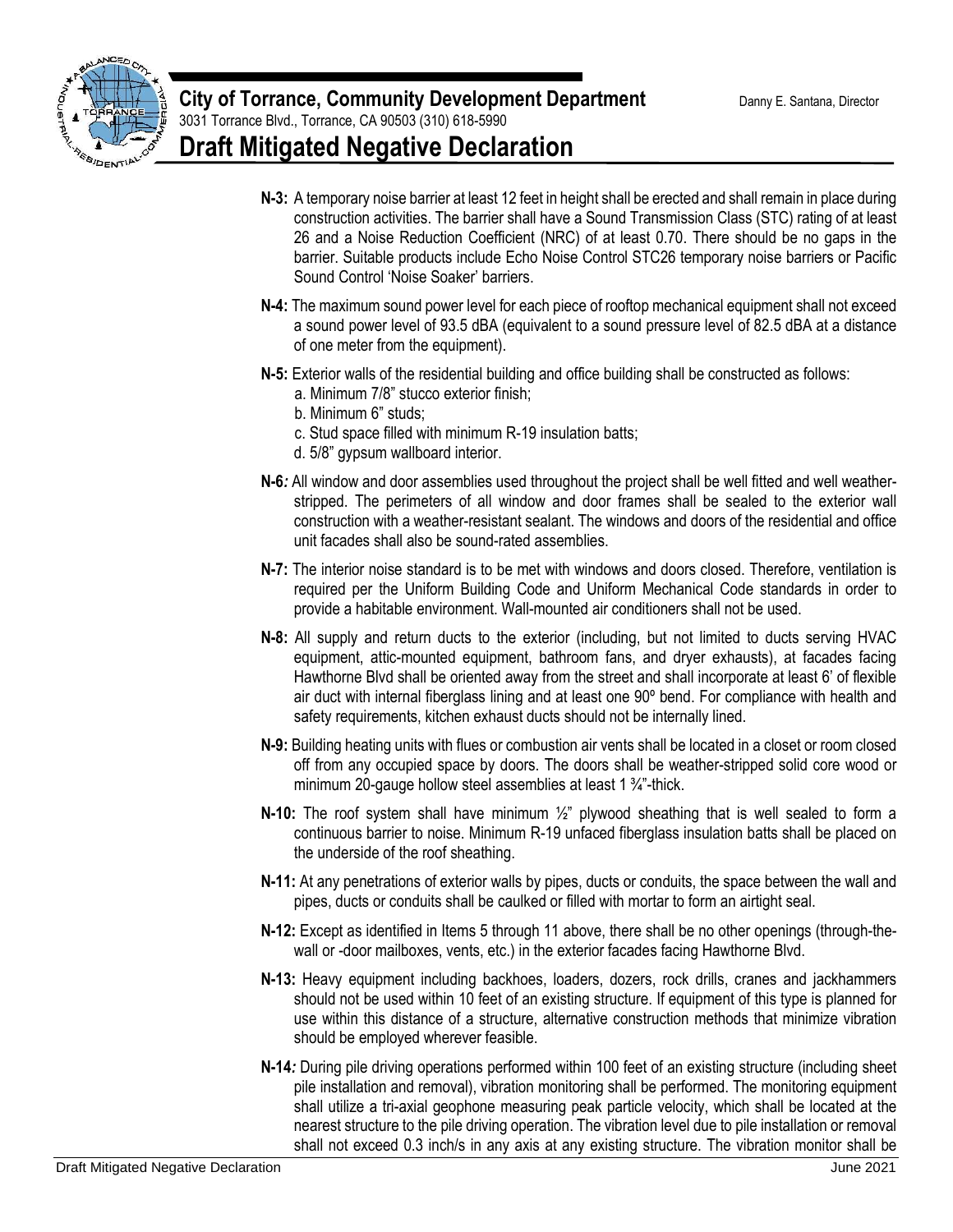**N-3:** A temporary noise barrier at least 12 feet in height shall be erected and shall remain in place during construction activities. The barrier shall have a Sound Transmission Class (STC) rating of at least 26 and a Noise Reduction Coefficient (NRC) of at least 0.70. There should be no gaps in the barrier. Suitable products include Echo Noise Control STC26 temporary noise barriers or Pacific Sound Control 'Noise Soaker' barriers.

**N-4:** The maximum sound power level for each piece of rooftop mechanical equipment shall not exceed a sound power level of 93.5 dBA (equivalent to a sound pressure level of 82.5 dBA at a distance of one meter from the equipment).

**N-5:** Exterior walls of the residential building and office building shall be constructed as follows:

a. Minimum 7/8" stucco exterior finish;
b. Minimum 6" studs;
c. Stud space filled with minimum R-19 insulation batts;
d. 5/8" gypsum wallboard interior.

**N-6***:* All window and door assemblies used throughout the project shall be well fitted and well weather-stripped. The perimeters of all window and door frames shall be sealed to the exterior wall construction with a weather-resistant sealant. The windows and doors of the residential and office unit facades shall also be sound-rated assemblies.

**N-7:** The interior noise standard is to be met with windows and doors closed. Therefore, ventilation is required per the Uniform Building Code and Uniform Mechanical Code standards in order to provide a habitable environment. Wall-mounted air conditioners shall not be used.

**N-8:** All supply and return ducts to the exterior (including, but not limited to ducts serving HVAC equipment, attic-mounted equipment, bathroom fans, and dryer exhausts), at facades facing Hawthorne Blvd shall be oriented away from the street and shall incorporate at least 6' of flexible air duct with internal fiberglass lining and at least one 90º bend. For compliance with health and safety requirements, kitchen exhaust ducts should not be internally lined.

**N-9:** Building heating units with flues or combustion air vents shall be located in a closet or room closed off from any occupied space by doors. The doors shall be weather-stripped solid core wood or minimum 20-gauge hollow steel assemblies at least 1 ¾"-thick.

**N-10:** The roof system shall have minimum ½" plywood sheathing that is well sealed to form a continuous barrier to noise. Minimum R-19 unfaced fiberglass insulation batts shall be placed on the underside of the roof sheathing.

**N-11:** At any penetrations of exterior walls by pipes, ducts or conduits, the space between the wall and pipes, ducts or conduits shall be caulked or filled with mortar to form an airtight seal.

**N-12:** Except as identified in Items 5 through 11 above, there shall be no other openings (through-the-wall or -door mailboxes, vents, etc.) in the exterior facades facing Hawthorne Blvd.

**N-13:** Heavy equipment including backhoes, loaders, dozers, rock drills, cranes and jackhammers should not be used within 10 feet of an existing structure. If equipment of this type is planned for use within this distance of a structure, alternative construction methods that minimize vibration should be employed wherever feasible.

**N-14***:* During pile driving operations performed within 100 feet of an existing structure (including sheet pile installation and removal), vibration monitoring shall be performed. The monitoring equipment shall utilize a tri-axial geophone measuring peak particle velocity, which shall be located at the nearest structure to the pile driving operation. The vibration level due to pile installation or removal shall not exceed 0.3 inch/s in any axis at any existing structure. The vibration monitor shall be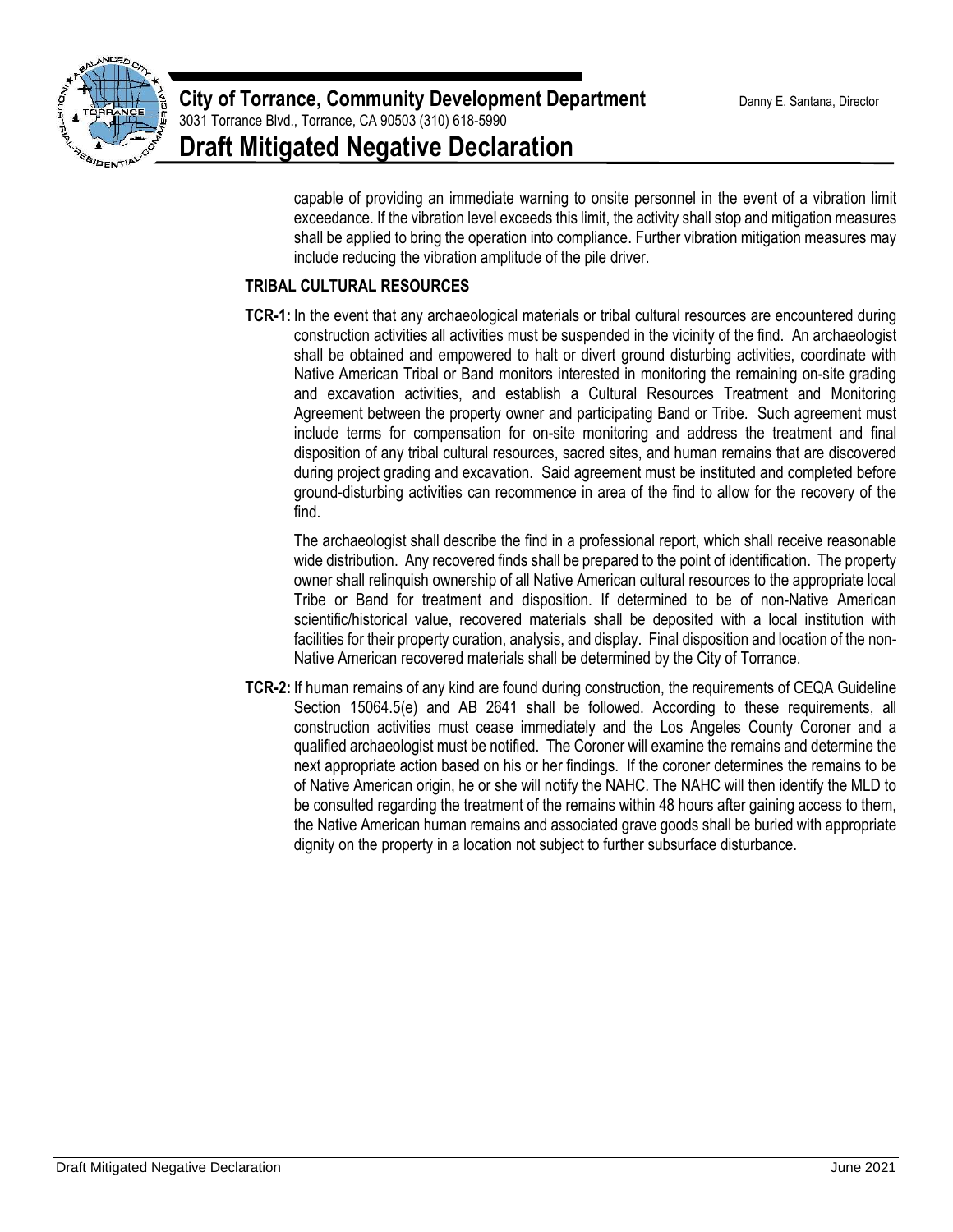capable of providing an immediate warning to onsite personnel in the event of a vibration limit exceedance. If the vibration level exceeds this limit, the activity shall stop and mitigation measures shall be applied to bring the operation into compliance. Further vibration mitigation measures may include reducing the vibration amplitude of the pile driver.

**TRIBAL CULTURAL RESOURCES**

**TCR-1:** In the event that any archaeological materials or tribal cultural resources are encountered during construction activities all activities must be suspended in the vicinity of the find. An archaeologist shall be obtained and empowered to halt or divert ground disturbing activities, coordinate with Native American Tribal or Band monitors interested in monitoring the remaining on-site grading and excavation activities, and establish a Cultural Resources Treatment and Monitoring Agreement between the property owner and participating Band or Tribe. Such agreement must include terms for compensation for on-site monitoring and address the treatment and final disposition of any tribal cultural resources, sacred sites, and human remains that are discovered during project grading and excavation. Said agreement must be instituted and completed before ground-disturbing activities can recommence in area of the find to allow for the recovery of the find.

The archaeologist shall describe the find in a professional report, which shall receive reasonable wide distribution. Any recovered finds shall be prepared to the point of identification. The property owner shall relinquish ownership of all Native American cultural resources to the appropriate local Tribe or Band for treatment and disposition. If determined to be of non-Native American scientific/historical value, recovered materials shall be deposited with a local institution with facilities for their property curation, analysis, and display. Final disposition and location of the non-Native American recovered materials shall be determined by the City of Torrance.

**TCR-2:** If human remains of any kind are found during construction, the requirements of CEQA Guideline Section 15064.5(e) and AB 2641 shall be followed. According to these requirements, all construction activities must cease immediately and the Los Angeles County Coroner and a qualified archaeologist must be notified. The Coroner will examine the remains and determine the next appropriate action based on his or her findings. If the coroner determines the remains to be of Native American origin, he or she will notify the NAHC. The NAHC will then identify the MLD to be consulted regarding the treatment of the remains within 48 hours after gaining access to them, the Native American human remains and associated grave goods shall be buried with appropriate dignity on the property in a location not subject to further subsurface disturbance.